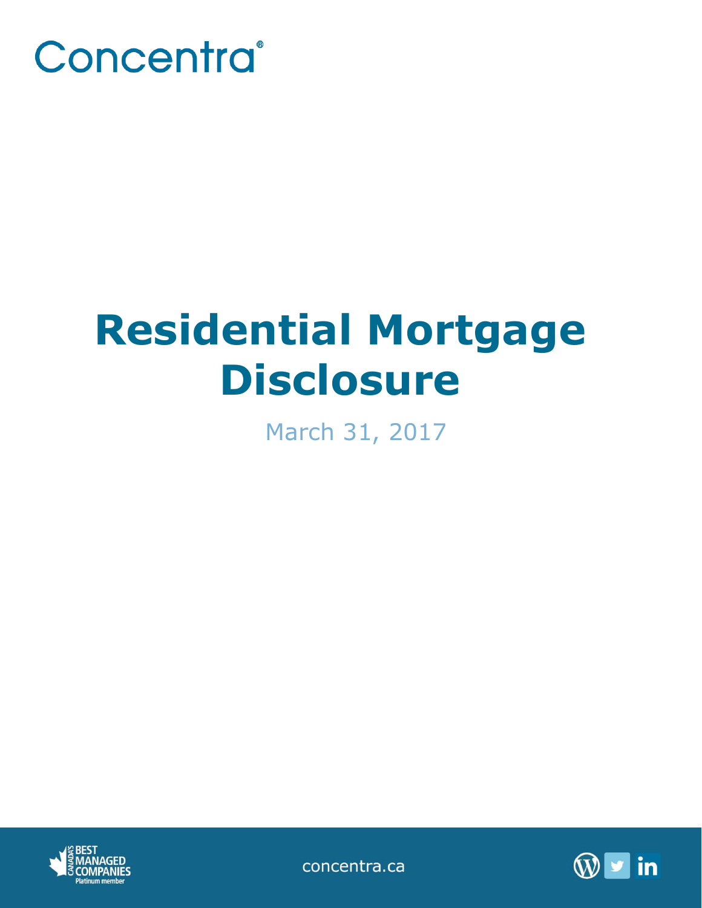Concentra

# Residential Mortgage Disclosure

March 31, 2017

concentra.ca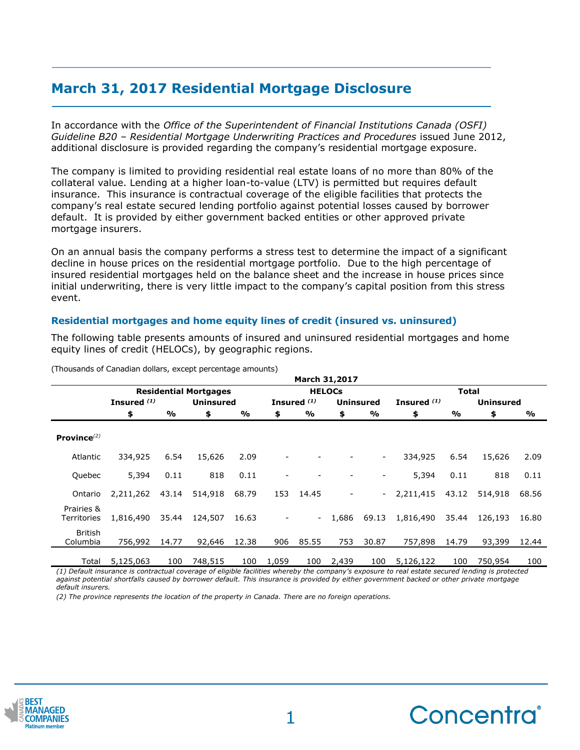# March 31, 2017 Residential Mortgage Disclosure

In accordance with the *Office of the Superintendent of Financial Institutions Canada (OSFI) Guideline B20 – Residential Mortgage Underwriting Practices and Procedures* issued June 2012, additional disclosure is provided regarding the company's residential mortgage exposure.

The company is limited to providing residential real estate loans of no more than 80% of the collateral value. Lending at a higher loan-to-value (LTV) is permitted but requires default insurance. This insurance is contractual coverage of the eligible facilities that protects the company's real estate secured lending portfolio against potential losses caused by borrower default. It is provided by either government backed entities or other approved private mortgage insurers.

On an annual basis the company performs a stress test to determine the impact of a significant decline in house prices on the residential mortgage portfolio. Due to the high percentage of insured residential mortgages held on the balance sheet and the increase in house prices since initial underwriting, there is very little impact to the company's capital position from this stress event.

## Residential mortgages and home equity lines of credit (insured vs. uninsured)

The following table presents amounts of insured and uninsured residential mortgages and home equity lines of credit (HELOCs), by geographic regions.

(Thousands of Canadian dollars, except percentage amounts)

| | March 31,2017 | | | | | | | | | | | |
|---|---|---|---|---|---|---|---|---|---|---|---|---|
| | **Residential Mortgages** | | | | **HELOCs** | | | | **Total** | | | |
| | **Insured** *(1)* | | **Uninsured** | | **Insured** *(1)* | | **Uninsured** | | **Insured** *(1)* | | **Uninsured** | |
| | **$** | **%** | **$** | **%** | **$** | **%** | **$** | **%** | **$** | **%** | **$** | **%** |
| **Province**[(2)] | | | | | | | | | | | | |
| Atlantic | 334,925 | 6.54 | 15,626 | 2.09 | - | - | - | - | 334,925 | 6.54 | 15,626 | 2.09 |
| Quebec | 5,394 | 0.11 | 818 | 0.11 | - | - | - | - | 5,394 | 0.11 | 818 | 0.11 |
| Ontario | 2,211,262 | 43.14 | 514,918 | 68.79 | 153 | 14.45 | - | - | 2,211,415 | 43.12 | 514,918 | 68.56 |
| Prairies & Territories | 1,816,490 | 35.44 | 124,507 | 16.63 | - | - | 1,686 | 69.13 | 1,816,490 | 35.44 | 126,193 | 16.80 |
| British Columbia | 756,992 | 14.77 | 92,646 | 12.38 | 906 | 85.55 | 753 | 30.87 | 757,898 | 14.79 | 93,399 | 12.44 |
| Total | 5,125,063 | 100 | 748,515 | 100 | 1,059 | 100 | 2,439 | 100 | 5,126,122 | 100 | 750,954 | 100 |

*(1) Default insurance is contractual coverage of eligible facilities whereby the company's exposure to real estate secured lending is protected against potential shortfalls caused by borrower default. This insurance is provided by either government backed or other private mortgage default insurers.*

*(2) The province represents the location of the property in Canada. There are no foreign operations.*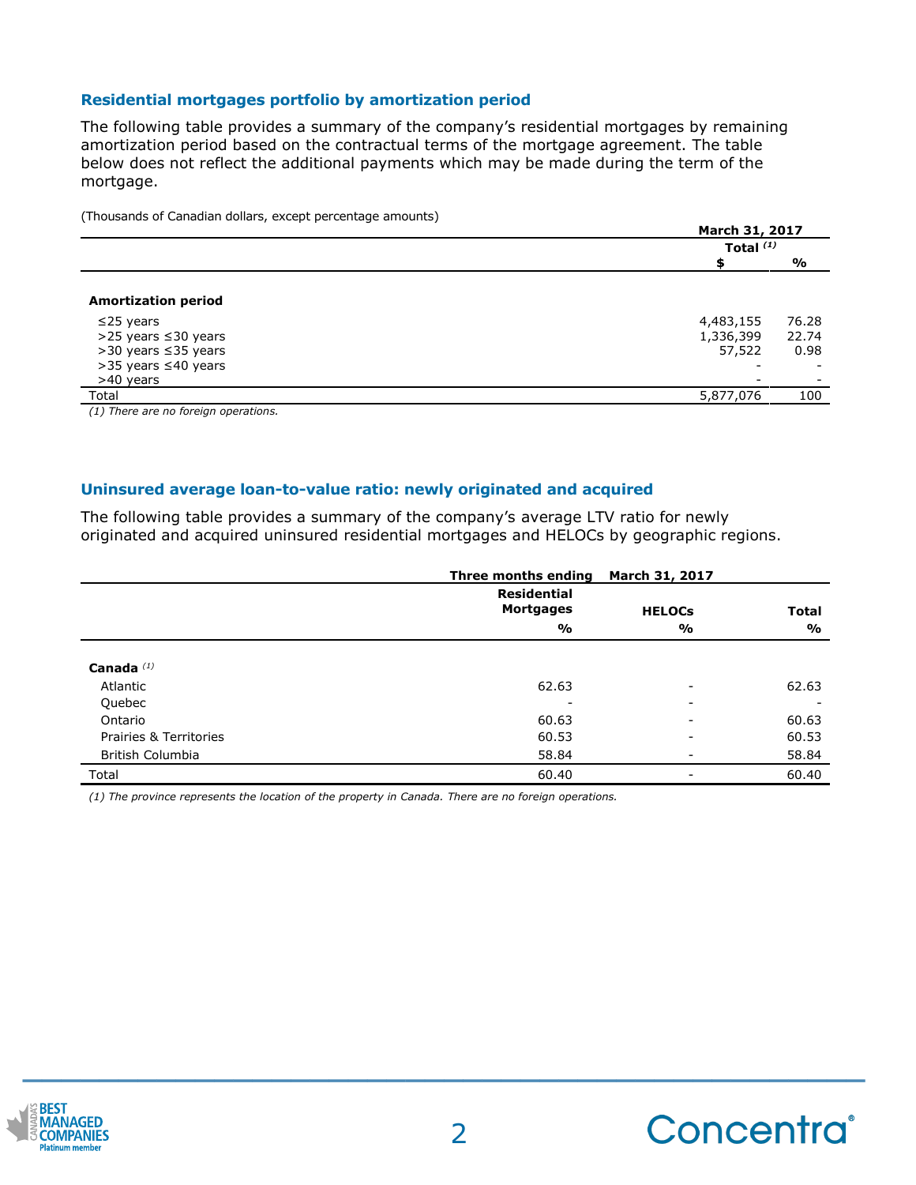## Residential mortgages portfolio by amortization period

The following table provides a summary of the company's residential mortgages by remaining amortization period based on the contractual terms of the mortgage agreement. The table below does not reflect the additional payments which may be made during the term of the mortgage.

(Thousands of Canadian dollars, except percentage amounts)

| | March 31, 2017 | |
|---|---|---|
| | Total [(1)] | |
| | $ | % |
| **Amortization period** | | |
| ≤25 years | 4,483,155 | 76.28 |
| >25 years ≤30 years | 1,336,399 | 22.74 |
| >30 years ≤35 years | 57,522 | 0.98 |
| >35 years ≤40 years | - | - |
| >40 years | - | - |
| Total | 5,877,076 | 100 |

*(1) There are no foreign operations.*

## Uninsured average loan-to-value ratio: newly originated and acquired

The following table provides a summary of the company's average LTV ratio for newly originated and acquired uninsured residential mortgages and HELOCs by geographic regions.

| | Three months ending March 31, 2017 | | |
|---|---|---|---|
| | Residential Mortgages | HELOCs | Total |
| | % | % | % |
| **Canada** [(1)] | | | |
| Atlantic | 62.63 | - | 62.63 |
| Quebec | - | - | - |
| Ontario | 60.63 | - | 60.63 |
| Prairies & Territories | 60.53 | - | 60.53 |
| British Columbia | 58.84 | - | 58.84 |
| Total | 60.40 | - | 60.40 |

*(1) The province represents the location of the property in Canada. There are no foreign operations.*